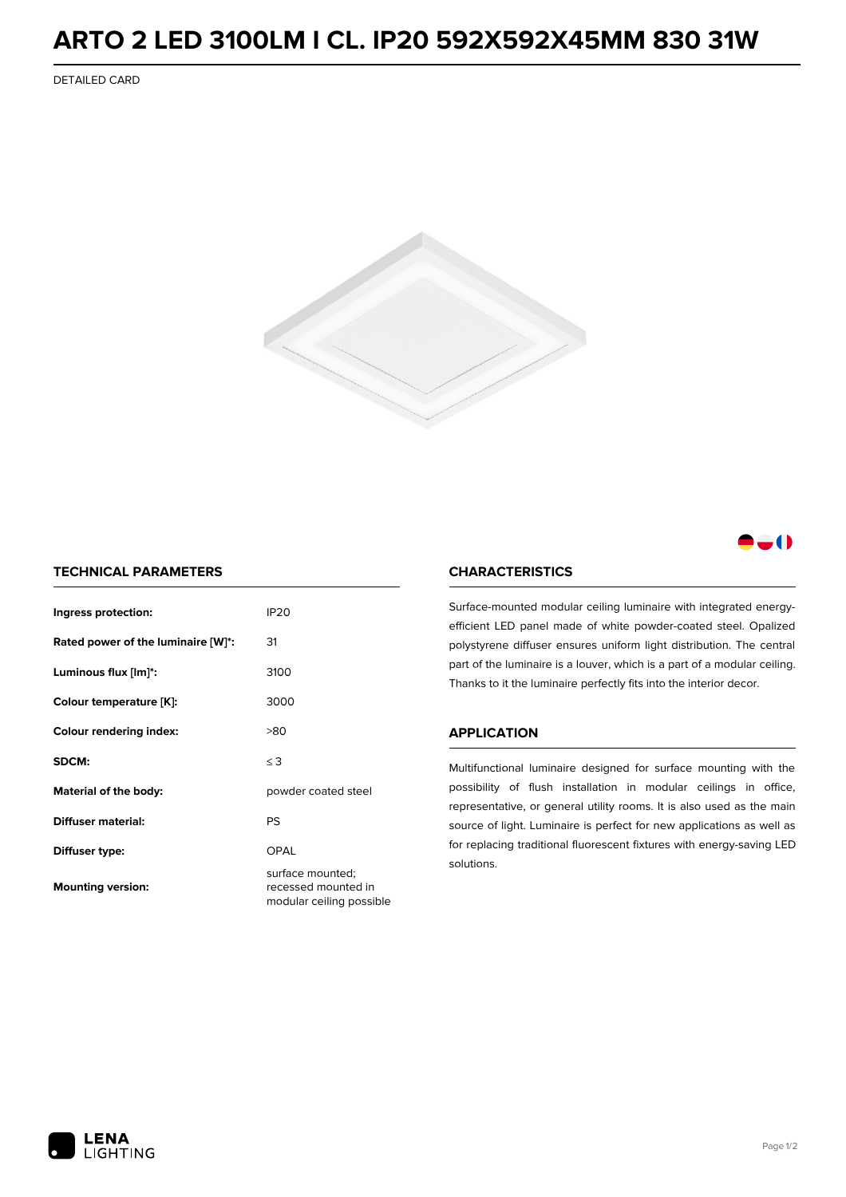# ARTO 2 LED 3100LM I CL. IP20 592X592X45MM 830 31W

DETAILED CARD

## TECHNICAL PARAMETERS

| | |
|---|---|
| **Ingress protection:** | IP20 |
| **Rated power of the luminaire [W]*:** | 31 |
| **Luminous flux [lm]*:** | 3100 |
| **Colour temperature [K]:** | 3000 |
| **Colour rendering index:** | >80 |
| **SDCM:** | ≤ 3 |
| **Material of the body:** | powder coated steel |
| **Diffuser material:** | PS |
| **Diffuser type:** | OPAL |
| **Mounting version:** | surface mounted; recessed mounted in modular ceiling possible |

## CHARACTERISTICS

Surface-mounted modular ceiling luminaire with integrated energy-efficient LED panel made of white powder-coated steel. Opalized polystyrene diffuser ensures uniform light distribution. The central part of the luminaire is a louver, which is a part of a modular ceiling. Thanks to it the luminaire perfectly fits into the interior decor.

## APPLICATION

Multifunctional luminaire designed for surface mounting with the possibility of flush installation in modular ceilings in office, representative, or general utility rooms. It is also used as the main source of light. Luminaire is perfect for new applications as well as for replacing traditional fluorescent fixtures with energy-saving LED solutions.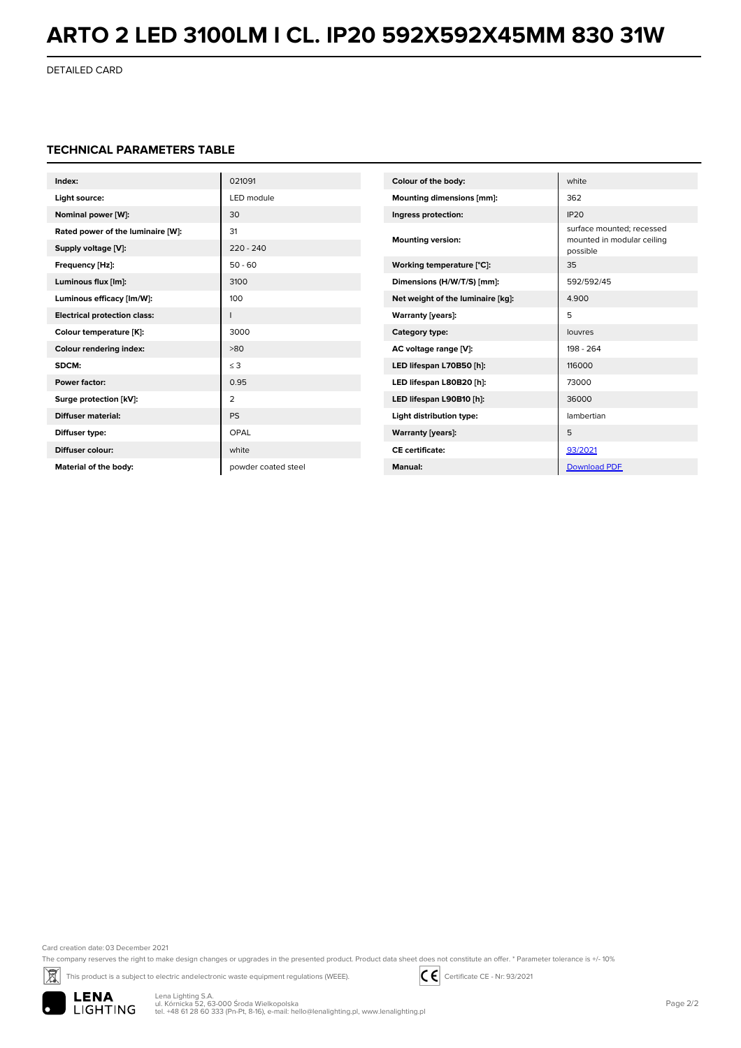# ARTO 2 LED 3100LM I CL. IP20 592X592X45MM 830 31W

DETAILED CARD

## TECHNICAL PARAMETERS TABLE

| | |
|---|---|
| **Index:** | 021091 |
| **Light source:** | LED module |
| **Nominal power [W]:** | 30 |
| **Rated power of the luminaire [W]:** | 31 |
| **Supply voltage [V]:** | 220 - 240 |
| **Frequency [Hz]:** | 50 - 60 |
| **Luminous flux [lm]:** | 3100 |
| **Luminous efficacy [lm/W]:** | 100 |
| **Electrical protection class:** | I |
| **Colour temperature [K]:** | 3000 |
| **Colour rendering index:** | >80 |
| **SDCM:** | ≤ 3 |
| **Power factor:** | 0.95 |
| **Surge protection [kV]:** | 2 |
| **Diffuser material:** | PS |
| **Diffuser type:** | OPAL |
| **Diffuser colour:** | white |
| **Material of the body:** | powder coated steel |

| | |
|---|---|
| **Colour of the body:** | white |
| **Mounting dimensions [mm]:** | 362 |
| **Ingress protection:** | IP20 |
| **Mounting version:** | surface mounted; recessed mounted in modular ceiling possible |
| **Working temperature [°C]:** | 35 |
| **Dimensions (H/W/T/S) [mm]:** | 592/592/45 |
| **Net weight of the luminaire [kg]:** | 4.900 |
| **Warranty [years]:** | 5 |
| **Category type:** | louvres |
| **AC voltage range [V]:** | 198 - 264 |
| **LED lifespan L70B50 [h]:** | 116000 |
| **LED lifespan L80B20 [h]:** | 73000 |
| **LED lifespan L90B10 [h]:** | 36000 |
| **Light distribution type:** | lambertian |
| **Warranty [years]:** | 5 |
| **CE certificate:** | 93/2021 |
| **Manual:** | Download PDF |

Card creation date: 03 December 2021

The company reserves the right to make design changes or upgrades in the presented product. Product data sheet does not constitute an offer. * Parameter tolerance is +/- 10%

This product is a subject to electric andelectronic waste equipment regulations (WEEE).

Certificate CE - Nr: 93/2021

LENA LIGHTING

Lena Lighting S.A.
ul. Kórnicka 52, 63-000 Środa Wielkopolska
tel. +48 61 28 60 333 (Pn-Pt, 8-16), e-mail: hello@lenalighting.pl, www.lenalighting.pl